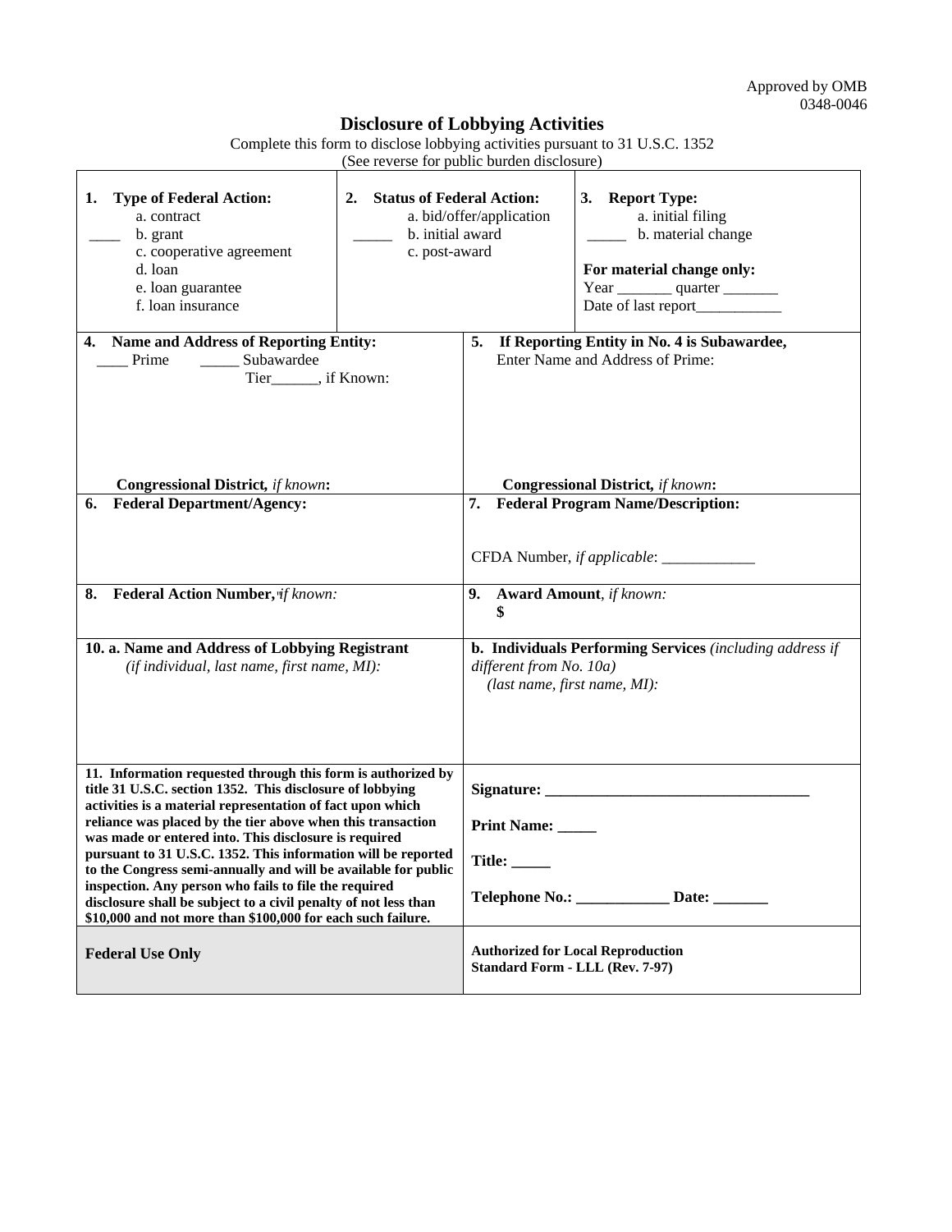Approved by OMB
0348-0046

# Disclosure of Lobbying Activities

Complete this form to disclose lobbying activities pursuant to 31 U.S.C. 1352
(See reverse for public burden disclosure)

| **1. Type of Federal Action:** | **2. Status of Federal Action:** | **3. Report Type:** |
|---|---|---|
| a. contract<br>____ b. grant<br>c. cooperative agreement<br>d. loan<br>e. loan guarantee<br>f. loan insurance | a. bid/offer/application<br>_____ b. initial award<br>c. post-award | a. initial filing<br>_____ b. material change<br><br>**For material change only:**<br>Year _______ quarter _______<br>Date of last report___________ |

| | |
|---|---|
| **4. Name and Address of Reporting Entity:**<br>____ Prime _____ Subawardee<br>Tier______, if Known:<br><br>**Congressional District,** *if known***:** | **5. If Reporting Entity in No. 4 is Subawardee,** Enter Name and Address of Prime:<br><br>**Congressional District,** *if known***:** |
| **6. Federal Department/Agency:** | **7. Federal Program Name/Description:**<br><br>CFDA Number, *if applicable*: ____________ |
| **8. Federal Action Number,** *if known:* | **9. Award Amount**, *if known:*<br>**$** |
| **10. a. Name and Address of Lobbying Registrant**<br>*(if individual, last name, first name, MI):* | **b. Individuals Performing Services** *(including address if different from No. 10a)*<br>*(last name, first name, MI):* |
| **11. Information requested through this form is authorized by title 31 U.S.C. section 1352. This disclosure of lobbying activities is a material representation of fact upon which reliance was placed by the tier above when this transaction was made or entered into. This disclosure is required pursuant to 31 U.S.C. 1352. This information will be reported to the Congress semi-annually and will be available for public inspection. Any person who fails to file the required disclosure shall be subject to a civil penalty of not less than $10,000 and not more than $100,000 for each such failure.** | **Signature:** ___________________________________<br><br>**Print Name:** _____<br><br>**Title:** _____<br><br>**Telephone No.:** ____________ **Date:** _______ |
| **Federal Use Only** | **Authorized for Local Reproduction**<br>**Standard Form - LLL (Rev. 7-97)** |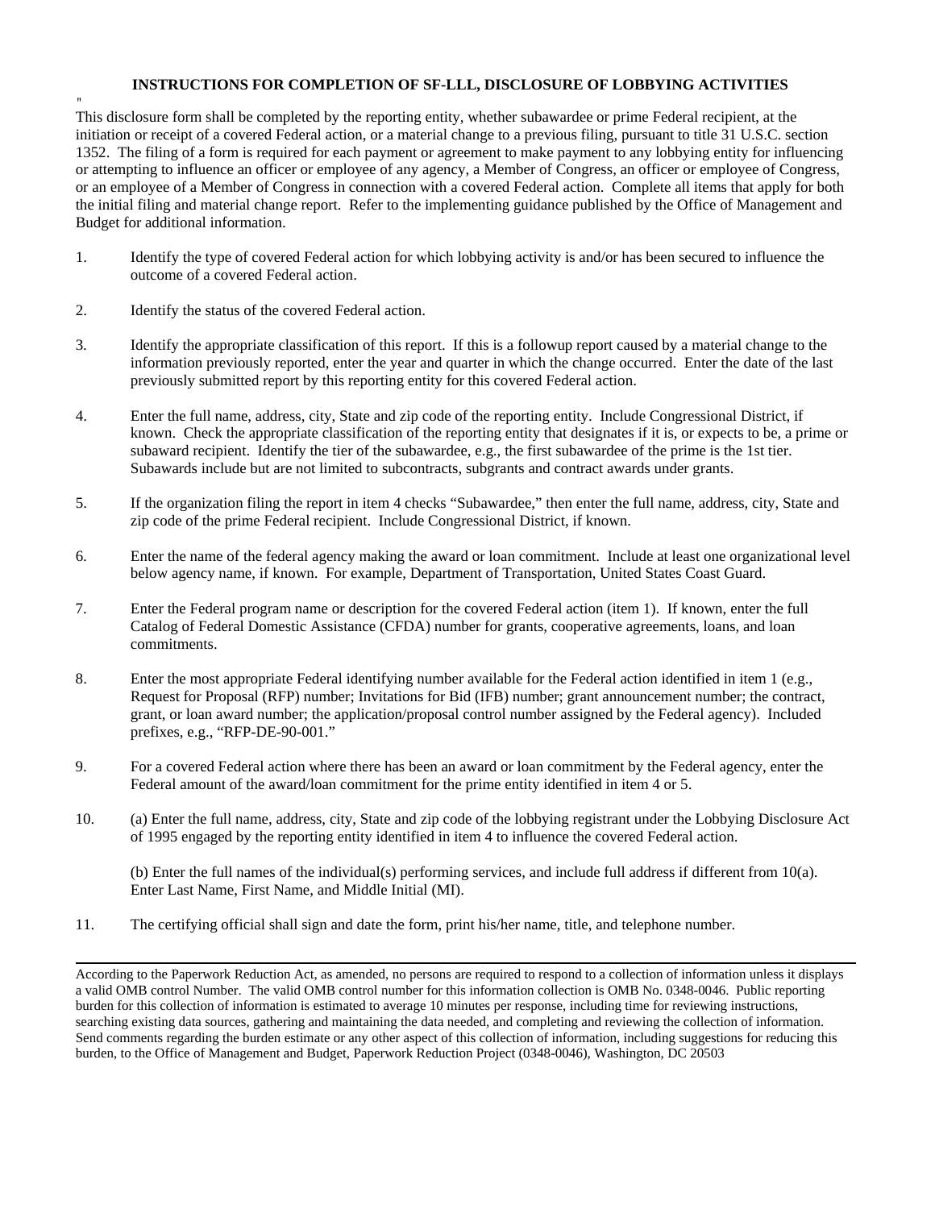**INSTRUCTIONS FOR COMPLETION OF SF-LLL, DISCLOSURE OF LOBBYING ACTIVITIES**

"

This disclosure form shall be completed by the reporting entity, whether subawardee or prime Federal recipient, at the initiation or receipt of a covered Federal action, or a material change to a previous filing, pursuant to title 31 U.S.C. section 1352. The filing of a form is required for each payment or agreement to make payment to any lobbying entity for influencing or attempting to influence an officer or employee of any agency, a Member of Congress, an officer or employee of Congress, or an employee of a Member of Congress in connection with a covered Federal action. Complete all items that apply for both the initial filing and material change report. Refer to the implementing guidance published by the Office of Management and Budget for additional information.

1. Identify the type of covered Federal action for which lobbying activity is and/or has been secured to influence the outcome of a covered Federal action.

2. Identify the status of the covered Federal action.

3. Identify the appropriate classification of this report. If this is a followup report caused by a material change to the information previously reported, enter the year and quarter in which the change occurred. Enter the date of the last previously submitted report by this reporting entity for this covered Federal action.

4. Enter the full name, address, city, State and zip code of the reporting entity. Include Congressional District, if known. Check the appropriate classification of the reporting entity that designates if it is, or expects to be, a prime or subaward recipient. Identify the tier of the subawardee, e.g., the first subawardee of the prime is the 1st tier. Subawards include but are not limited to subcontracts, subgrants and contract awards under grants.

5. If the organization filing the report in item 4 checks "Subawardee," then enter the full name, address, city, State and zip code of the prime Federal recipient. Include Congressional District, if known.

6. Enter the name of the federal agency making the award or loan commitment. Include at least one organizational level below agency name, if known. For example, Department of Transportation, United States Coast Guard.

7. Enter the Federal program name or description for the covered Federal action (item 1). If known, enter the full Catalog of Federal Domestic Assistance (CFDA) number for grants, cooperative agreements, loans, and loan commitments.

8. Enter the most appropriate Federal identifying number available for the Federal action identified in item 1 (e.g., Request for Proposal (RFP) number; Invitations for Bid (IFB) number; grant announcement number; the contract, grant, or loan award number; the application/proposal control number assigned by the Federal agency). Included prefixes, e.g., "RFP-DE-90-001."

9. For a covered Federal action where there has been an award or loan commitment by the Federal agency, enter the Federal amount of the award/loan commitment for the prime entity identified in item 4 or 5.

10. (a) Enter the full name, address, city, State and zip code of the lobbying registrant under the Lobbying Disclosure Act of 1995 engaged by the reporting entity identified in item 4 to influence the covered Federal action.

    (b) Enter the full names of the individual(s) performing services, and include full address if different from 10(a). Enter Last Name, First Name, and Middle Initial (MI).

11. The certifying official shall sign and date the form, print his/her name, title, and telephone number.

---

According to the Paperwork Reduction Act, as amended, no persons are required to respond to a collection of information unless it displays a valid OMB control Number. The valid OMB control number for this information collection is OMB No. 0348-0046. Public reporting burden for this collection of information is estimated to average 10 minutes per response, including time for reviewing instructions, searching existing data sources, gathering and maintaining the data needed, and completing and reviewing the collection of information. Send comments regarding the burden estimate or any other aspect of this collection of information, including suggestions for reducing this burden, to the Office of Management and Budget, Paperwork Reduction Project (0348-0046), Washington, DC 20503